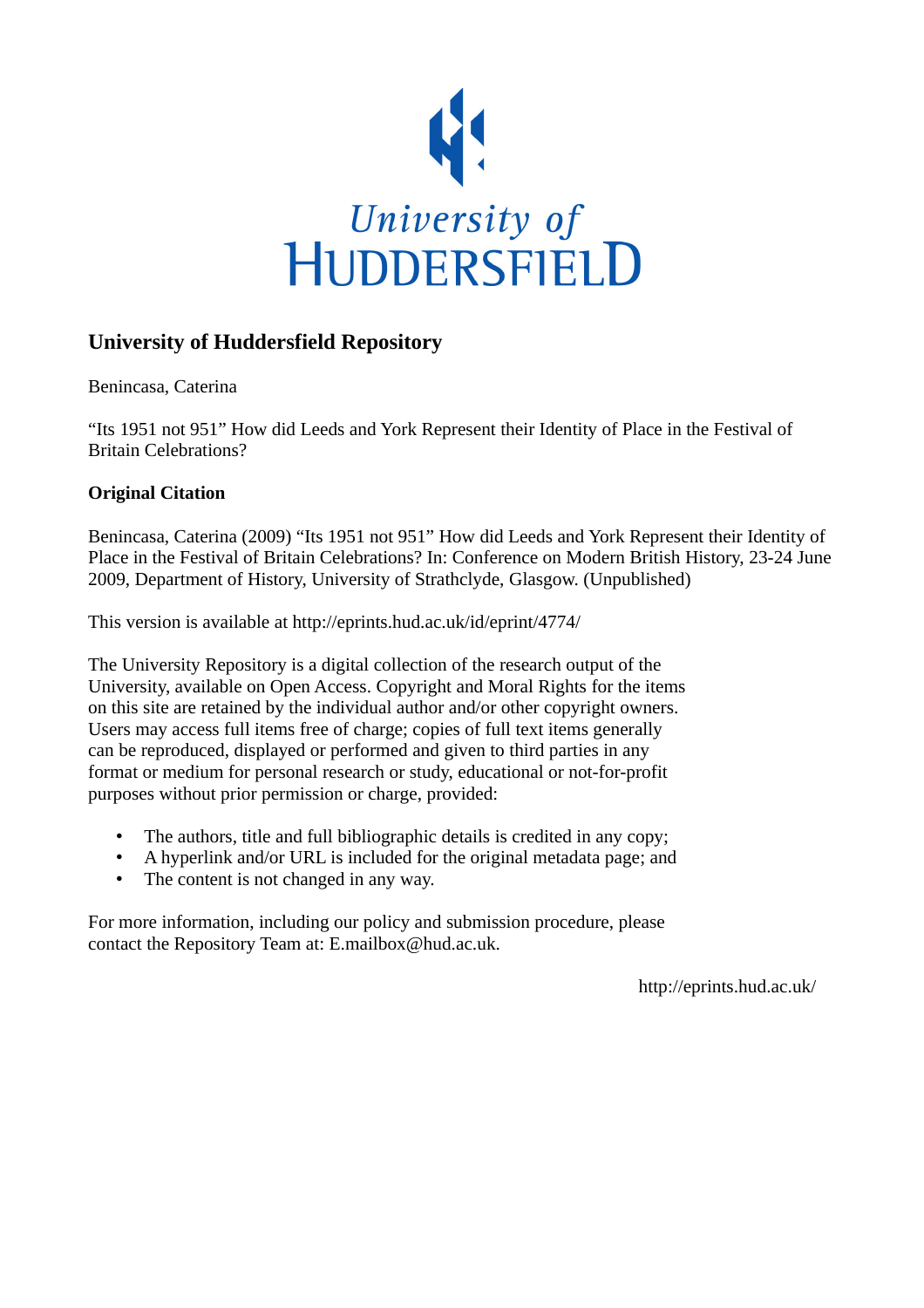University of HUDDERSFIELD

## University of Huddersfield Repository

Benincasa, Caterina

“Its 1951 not 951” How did Leeds and York Represent their Identity of Place in the Festival of Britain Celebrations?

### Original Citation

Benincasa, Caterina (2009) “Its 1951 not 951” How did Leeds and York Represent their Identity of Place in the Festival of Britain Celebrations? In: Conference on Modern British History, 23-24 June 2009, Department of History, University of Strathclyde, Glasgow. (Unpublished)

This version is available at http://eprints.hud.ac.uk/id/eprint/4774/

The University Repository is a digital collection of the research output of the University, available on Open Access. Copyright and Moral Rights for the items on this site are retained by the individual author and/or other copyright owners. Users may access full items free of charge; copies of full text items generally can be reproduced, displayed or performed and given to third parties in any format or medium for personal research or study, educational or not-for-profit purposes without prior permission or charge, provided:

- The authors, title and full bibliographic details is credited in any copy;
- A hyperlink and/or URL is included for the original metadata page; and
- The content is not changed in any way.

For more information, including our policy and submission procedure, please contact the Repository Team at: E.mailbox@hud.ac.uk.

http://eprints.hud.ac.uk/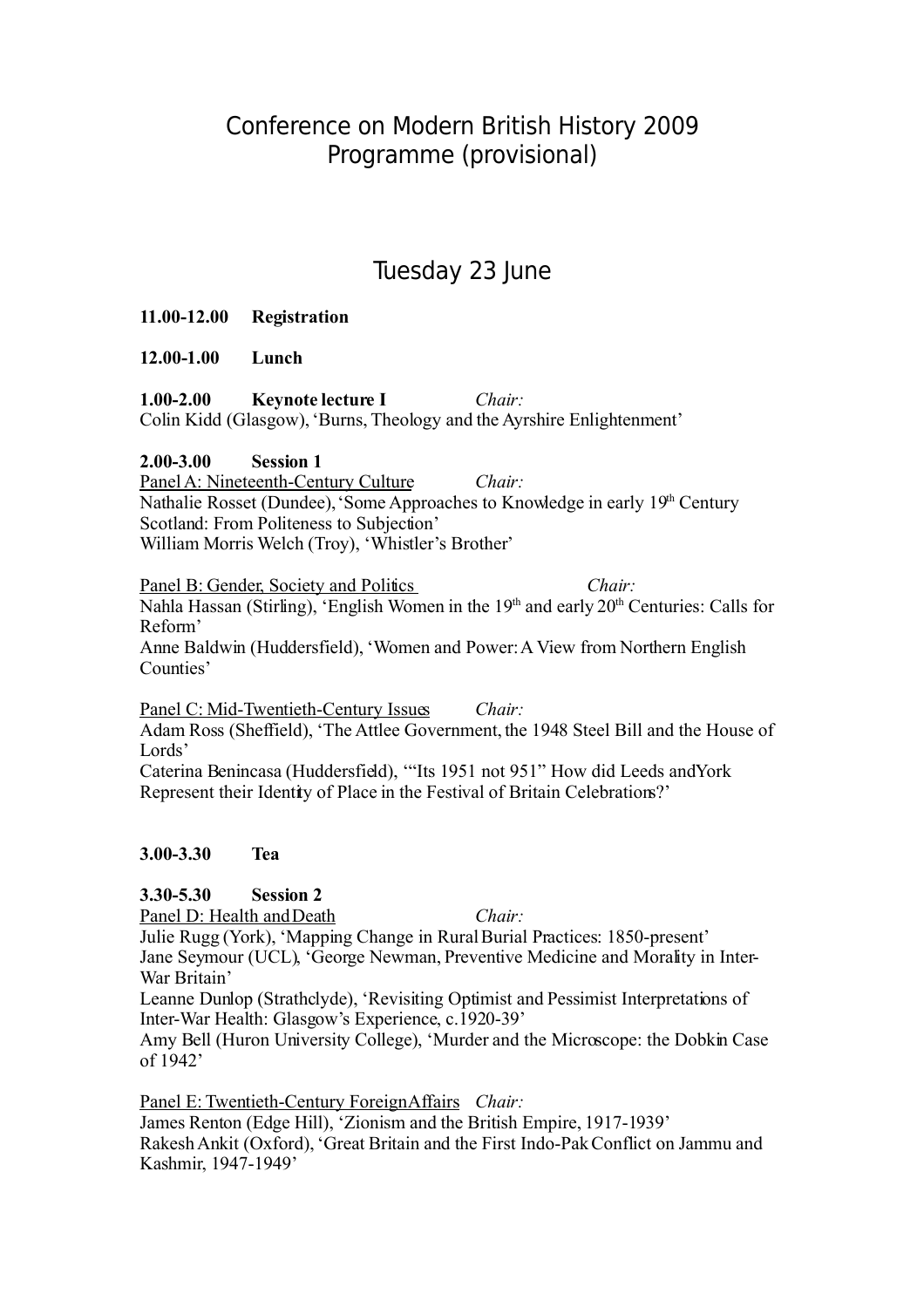# Conference on Modern British History 2009
# Programme (provisional)

## Tuesday 23 June

**11.00-12.00 Registration**

**12.00-1.00 Lunch**

**1.00-2.00 Keynote lecture I** *Chair:*
Colin Kidd (Glasgow), 'Burns, Theology and the Ayrshire Enlightenment'

**2.00-3.00 Session 1**
Panel A: Nineteenth-Century Culture *Chair:*
Nathalie Rosset (Dundee), 'Some Approaches to Knowledge in early 19th Century Scotland: From Politeness to Subjection'
William Morris Welch (Troy), 'Whistler's Brother'

Panel B: Gender, Society and Politics *Chair:*
Nahla Hassan (Stirling), 'English Women in the 19th and early 20th Centuries: Calls for Reform'
Anne Baldwin (Huddersfield), 'Women and Power: A View from Northern English Counties'

Panel C: Mid-Twentieth-Century Issues *Chair:*
Adam Ross (Sheffield), 'The Attlee Government, the 1948 Steel Bill and the House of Lords'
Caterina Benincasa (Huddersfield), '"Its 1951 not 951" How did Leeds andYork Represent their Identity of Place in the Festival of Britain Celebrations?'

**3.00-3.30 Tea**

**3.30-5.30 Session 2**
Panel D: Health and Death *Chair:*
Julie Rugg (York), 'Mapping Change in Rural Burial Practices: 1850-present'
Jane Seymour (UCL), 'George Newman, Preventive Medicine and Morality in Inter-War Britain'
Leanne Dunlop (Strathclyde), 'Revisiting Optimist and Pessimist Interpretations of Inter-War Health: Glasgow's Experience, c.1920-39'
Amy Bell (Huron University College), 'Murder and the Microscope: the Dobkin Case of 1942'

Panel E: Twentieth-Century Foreign Affairs *Chair:*
James Renton (Edge Hill), 'Zionism and the British Empire, 1917-1939'
Rakesh Ankit (Oxford), 'Great Britain and the First Indo-Pak Conflict on Jammu and Kashmir, 1947-1949'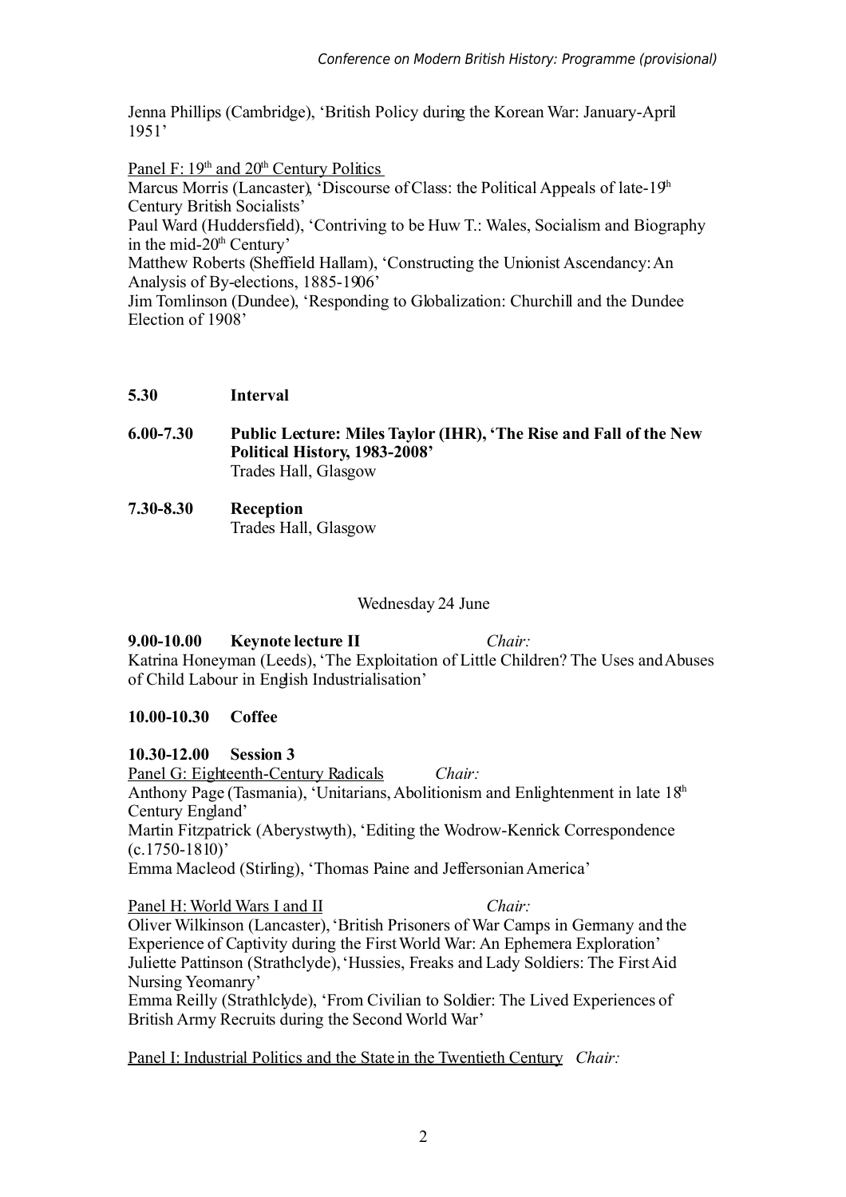Jenna Phillips (Cambridge), 'British Policy during the Korean War: January-April 1951'

<u>Panel F: 19th and 20th Century Politics</u>
Marcus Morris (Lancaster), 'Discourse of Class: the Political Appeals of late-19th Century British Socialists'
Paul Ward (Huddersfield), 'Contriving to be Huw T.: Wales, Socialism and Biography in the mid-20th Century'
Matthew Roberts (Sheffield Hallam), 'Constructing the Unionist Ascendancy: An Analysis of By-elections, 1885-1906'
Jim Tomlinson (Dundee), 'Responding to Globalization: Churchill and the Dundee Election of 1908'

**5.30 Interval**

**6.00-7.30 Public Lecture: Miles Taylor (IHR), 'The Rise and Fall of the New Political History, 1983-2008'**
Trades Hall, Glasgow

**7.30-8.30 Reception**
Trades Hall, Glasgow

Wednesday 24 June

**9.00-10.00 Keynote lecture II** *Chair:*
Katrina Honeyman (Leeds), 'The Exploitation of Little Children? The Uses and Abuses of Child Labour in English Industrialisation'

**10.00-10.30 Coffee**

**10.30-12.00 Session 3**
<u>Panel G: Eighteenth-Century Radicals</u> *Chair:*
Anthony Page (Tasmania), 'Unitarians, Abolitionism and Enlightenment in late 18th Century England'
Martin Fitzpatrick (Aberystwyth), 'Editing the Wodrow-Kenrick Correspondence (c.1750-1810)'
Emma Macleod (Stirling), 'Thomas Paine and Jeffersonian America'

<u>Panel H: World Wars I and II</u> *Chair:*
Oliver Wilkinson (Lancaster), 'British Prisoners of War Camps in Germany and the Experience of Captivity during the First World War: An Ephemera Exploration'
Juliette Pattinson (Strathclyde), 'Hussies, Freaks and Lady Soldiers: The First Aid Nursing Yeomanry'
Emma Reilly (Strathlclyde), 'From Civilian to Soldier: The Lived Experiences of British Army Recruits during the Second World War'

<u>Panel I: Industrial Politics and the State in the Twentieth Century</u> *Chair:*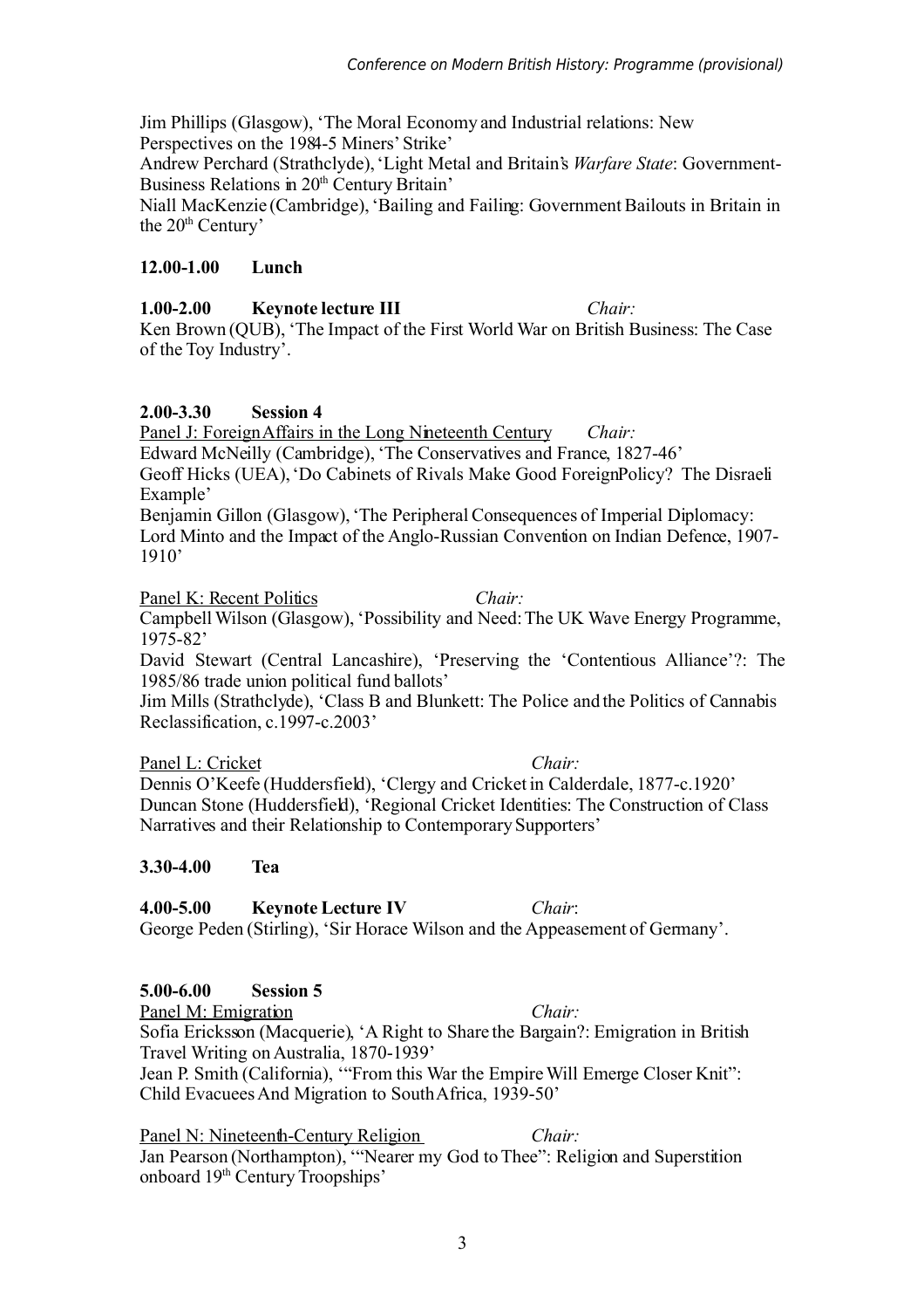Jim Phillips (Glasgow), 'The Moral Economy and Industrial relations: New Perspectives on the 1984-5 Miners' Strike'
Andrew Perchard (Strathclyde), 'Light Metal and Britain's *Warfare State*: Government-Business Relations in 20th Century Britain'
Niall MacKenzie (Cambridge), 'Bailing and Failing: Government Bailouts in Britain in the 20th Century'

**12.00-1.00 Lunch**

**1.00-2.00 Keynote lecture III** *Chair:*
Ken Brown (QUB), 'The Impact of the First World War on British Business: The Case of the Toy Industry'.

**2.00-3.30 Session 4**

Panel J: Foreign Affairs in the Long Nineteenth Century *Chair:*
Edward McNeilly (Cambridge), 'The Conservatives and France, 1827-46'
Geoff Hicks (UEA), 'Do Cabinets of Rivals Make Good Foreign Policy? The Disraeli Example'
Benjamin Gillon (Glasgow), 'The Peripheral Consequences of Imperial Diplomacy: Lord Minto and the Impact of the Anglo-Russian Convention on Indian Defence, 1907-1910'

Panel K: Recent Politics *Chair:*
Campbell Wilson (Glasgow), 'Possibility and Need: The UK Wave Energy Programme, 1975-82'
David Stewart (Central Lancashire), 'Preserving the 'Contentious Alliance'?: The 1985/86 trade union political fund ballots'
Jim Mills (Strathclyde), 'Class B and Blunkett: The Police and the Politics of Cannabis Reclassification, c.1997-c.2003'

Panel L: Cricket *Chair:*
Dennis O'Keefe (Huddersfield), 'Clergy and Cricket in Calderdale, 1877-c.1920'
Duncan Stone (Huddersfield), 'Regional Cricket Identities: The Construction of Class Narratives and their Relationship to Contemporary Supporters'

**3.30-4.00 Tea**

**4.00-5.00 Keynote Lecture IV** *Chair*:
George Peden (Stirling), 'Sir Horace Wilson and the Appeasement of Germany'.

**5.00-6.00 Session 5**

Panel M: Emigration *Chair:*
Sofia Ericksson (Macquerie), 'A Right to Share the Bargain?: Emigration in British Travel Writing on Australia, 1870-1939'
Jean P. Smith (California), '"From this War the Empire Will Emerge Closer Knit": Child Evacuees And Migration to South Africa, 1939-50'

Panel N: Nineteenth-Century Religion *Chair:*
Jan Pearson (Northampton), '"Nearer my God to Thee": Religion and Superstition onboard 19th Century Troopships'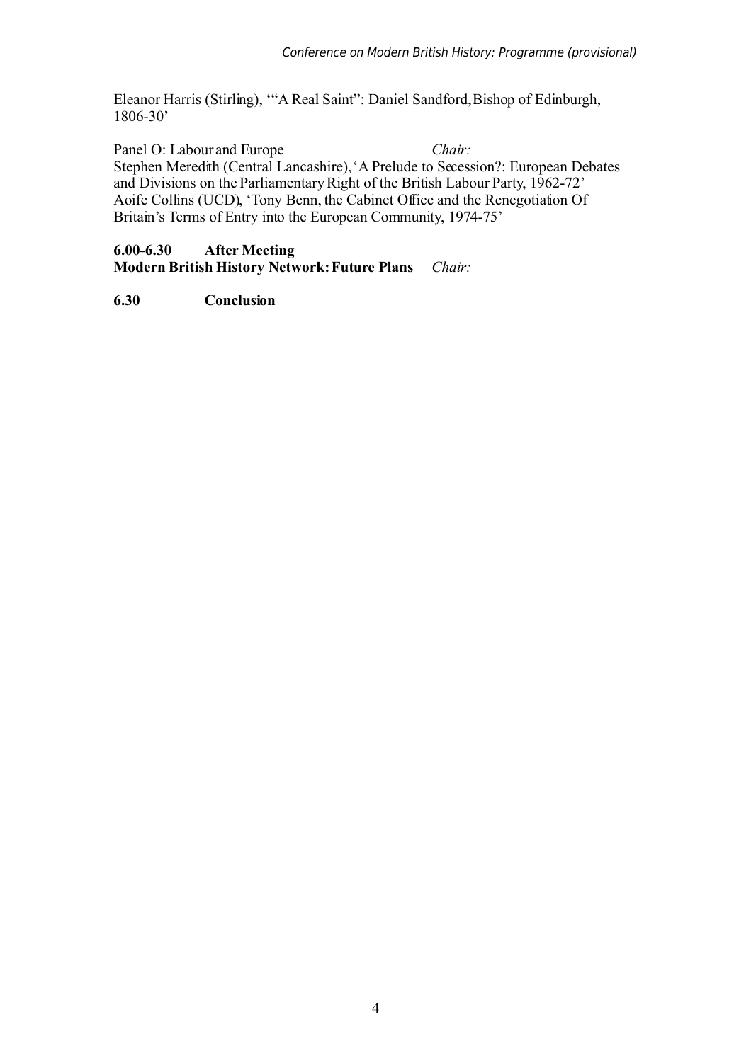Eleanor Harris (Stirling), '"A Real Saint": Daniel Sandford, Bishop of Edinburgh, 1806-30'

Panel O: Labour and Europe *Chair:*
Stephen Meredith (Central Lancashire), 'A Prelude to Secession?: European Debates and Divisions on the Parliamentary Right of the British Labour Party, 1962-72'
Aoife Collins (UCD), 'Tony Benn, the Cabinet Office and the Renegotiation Of Britain's Terms of Entry into the European Community, 1974-75'

**6.00-6.30 After Meeting**
**Modern British History Network: Future Plans** *Chair:*

**6.30 Conclusion**